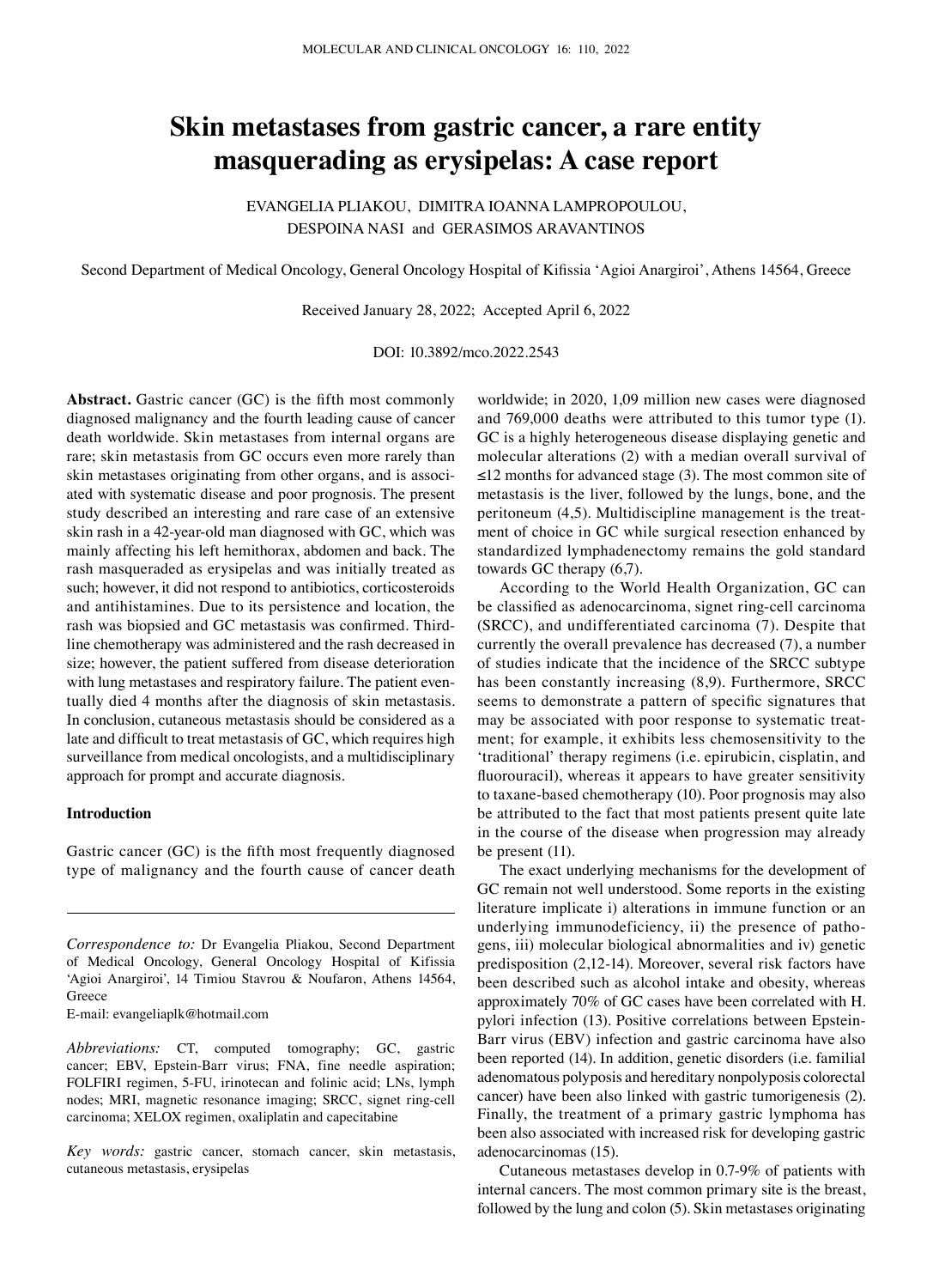# Skin metastases from gastric cancer, a rare entity masquerading as erysipelas: A case report

EVANGELIA PLIAKOU, DIMITRA IOANNA LAMPROPOULOU, DESPOINA NASI and GERASIMOS ARAVANTINOS

Second Department of Medical Oncology, General Oncology Hospital of Kifissia 'Agioi Anargiroi', Athens 14564, Greece

Received January 28, 2022; Accepted April 6, 2022

DOI: 10.3892/mco.2022.2543

**Abstract.** Gastric cancer (GC) is the fifth most commonly diagnosed malignancy and the fourth leading cause of cancer death worldwide. Skin metastases from internal organs are rare; skin metastasis from GC occurs even more rarely than skin metastases originating from other organs, and is associated with systematic disease and poor prognosis. The present study described an interesting and rare case of an extensive skin rash in a 42-year-old man diagnosed with GC, which was mainly affecting his left hemithorax, abdomen and back. The rash masqueraded as erysipelas and was initially treated as such; however, it did not respond to antibiotics, corticosteroids and antihistamines. Due to its persistence and location, the rash was biopsied and GC metastasis was confirmed. Third-line chemotherapy was administered and the rash decreased in size; however, the patient suffered from disease deterioration with lung metastases and respiratory failure. The patient eventually died 4 months after the diagnosis of skin metastasis. In conclusion, cutaneous metastasis should be considered as a late and difficult to treat metastasis of GC, which requires high surveillance from medical oncologists, and a multidisciplinary approach for prompt and accurate diagnosis.

## Introduction

Gastric cancer (GC) is the fifth most frequently diagnosed type of malignancy and the fourth cause of cancer death worldwide; in 2020, 1,09 million new cases were diagnosed and 769,000 deaths were attributed to this tumor type (1). GC is a highly heterogeneous disease displaying genetic and molecular alterations (2) with a median overall survival of ≤12 months for advanced stage (3). The most common site of metastasis is the liver, followed by the lungs, bone, and the peritoneum (4,5). Multidiscipline management is the treatment of choice in GC while surgical resection enhanced by standardized lymphadenectomy remains the gold standard towards GC therapy (6,7).

According to the World Health Organization, GC can be classified as adenocarcinoma, signet ring-cell carcinoma (SRCC), and undifferentiated carcinoma (7). Despite that currently the overall prevalence has decreased (7), a number of studies indicate that the incidence of the SRCC subtype has been constantly increasing (8,9). Furthermore, SRCC seems to demonstrate a pattern of specific signatures that may be associated with poor response to systematic treatment; for example, it exhibits less chemosensitivity to the 'traditional' therapy regimens (i.e. epirubicin, cisplatin, and fluorouracil), whereas it appears to have greater sensitivity to taxane-based chemotherapy (10). Poor prognosis may also be attributed to the fact that most patients present quite late in the course of the disease when progression may already be present (11).

The exact underlying mechanisms for the development of GC remain not well understood. Some reports in the existing literature implicate i) alterations in immune function or an underlying immunodeficiency, ii) the presence of pathogens, iii) molecular biological abnormalities and iv) genetic predisposition (2,12-14). Moreover, several risk factors have been described such as alcohol intake and obesity, whereas approximately 70% of GC cases have been correlated with H. pylori infection (13). Positive correlations between Epstein-Barr virus (EBV) infection and gastric carcinoma have also been reported (14). In addition, genetic disorders (i.e. familial adenomatous polyposis and hereditary nonpolyposis colorectal cancer) have been also linked with gastric tumorigenesis (2). Finally, the treatment of a primary gastric lymphoma has been also associated with increased risk for developing gastric adenocarcinomas (15).

Cutaneous metastases develop in 0.7-9% of patients with internal cancers. The most common primary site is the breast, followed by the lung and colon (5). Skin metastases originating

---

*Correspondence to:* Dr Evangelia Pliakou, Second Department of Medical Oncology, General Oncology Hospital of Kifissia 'Agioi Anargiroi', 14 Timiou Stavrou & Noufaron, Athens 14564, Greece
E-mail: evangeliaplk@hotmail.com

*Abbreviations:* CT, computed tomography; GC, gastric cancer; EBV, Epstein-Barr virus; FNA, fine needle aspiration; FOLFIRI regimen, 5-FU, irinotecan and folinic acid; LNs, lymph nodes; MRI, magnetic resonance imaging; SRCC, signet ring-cell carcinoma; XELOX regimen, oxaliplatin and capecitabine

*Key words:* gastric cancer, stomach cancer, skin metastasis, cutaneous metastasis, erysipelas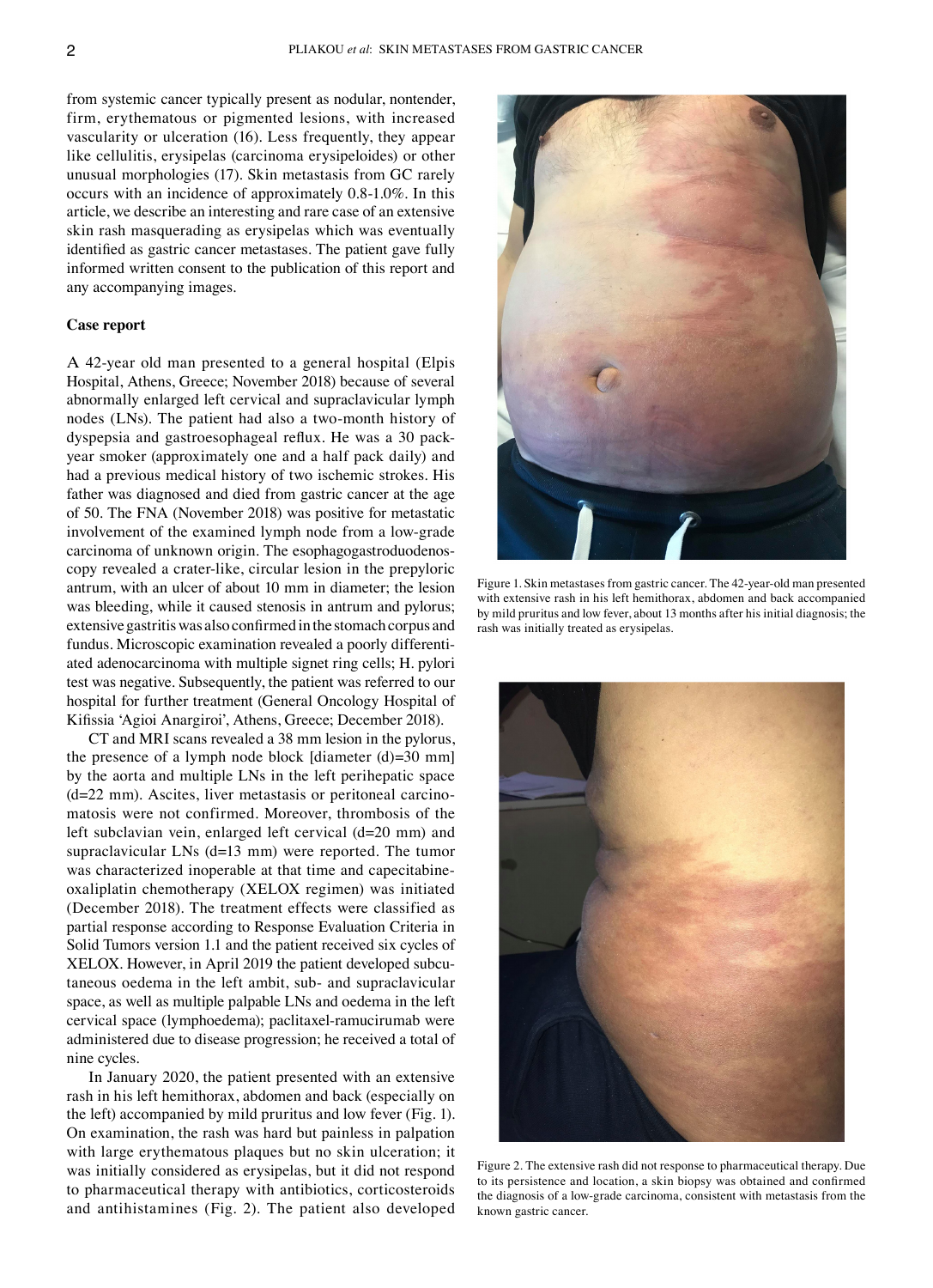from systemic cancer typically present as nodular, nontender, firm, erythematous or pigmented lesions, with increased vascularity or ulceration (16). Less frequently, they appear like cellulitis, erysipelas (carcinoma erysipeloides) or other unusual morphologies (17). Skin metastasis from GC rarely occurs with an incidence of approximately 0.8-1.0%. In this article, we describe an interesting and rare case of an extensive skin rash masquerading as erysipelas which was eventually identified as gastric cancer metastases. The patient gave fully informed written consent to the publication of this report and any accompanying images.

**Case report**

A 42-year old man presented to a general hospital (Elpis Hospital, Athens, Greece; November 2018) because of several abnormally enlarged left cervical and supraclavicular lymph nodes (LNs). The patient had also a two-month history of dyspepsia and gastroesophageal reflux. He was a 30 pack-year smoker (approximately one and a half pack daily) and had a previous medical history of two ischemic strokes. His father was diagnosed and died from gastric cancer at the age of 50. The FNA (November 2018) was positive for metastatic involvement of the examined lymph node from a low-grade carcinoma of unknown origin. The esophagogastroduodenoscopy revealed a crater-like, circular lesion in the prepyloric antrum, with an ulcer of about 10 mm in diameter; the lesion was bleeding, while it caused stenosis in antrum and pylorus; extensive gastritis was also confirmed in the stomach corpus and fundus. Microscopic examination revealed a poorly differentiated adenocarcinoma with multiple signet ring cells; H. pylori test was negative. Subsequently, the patient was referred to our hospital for further treatment (General Oncology Hospital of Kifissia 'Agioi Anargiroi', Athens, Greece; December 2018).

CT and MRI scans revealed a 38 mm lesion in the pylorus, the presence of a lymph node block [diameter (d)=30 mm] by the aorta and multiple LNs in the left perihepatic space (d=22 mm). Ascites, liver metastasis or peritoneal carcinomatosis were not confirmed. Moreover, thrombosis of the left subclavian vein, enlarged left cervical (d=20 mm) and supraclavicular LNs (d=13 mm) were reported. The tumor was characterized inoperable at that time and capecitabine-oxaliplatin chemotherapy (XELOX regimen) was initiated (December 2018). The treatment effects were classified as partial response according to Response Evaluation Criteria in Solid Tumors version 1.1 and the patient received six cycles of XELOX. However, in April 2019 the patient developed subcutaneous oedema in the left ambit, sub- and supraclavicular space, as well as multiple palpable LNs and oedema in the left cervical space (lymphoedema); paclitaxel-ramucirumab were administered due to disease progression; he received a total of nine cycles.

In January 2020, the patient presented with an extensive rash in his left hemithorax, abdomen and back (especially on the left) accompanied by mild pruritus and low fever (Fig. 1). On examination, the rash was hard but painless in palpation with large erythematous plaques but no skin ulceration; it was initially considered as erysipelas, but it did not respond to pharmaceutical therapy with antibiotics, corticosteroids and antihistamines (Fig. 2). The patient also developed

Figure 1. Skin metastases from gastric cancer. The 42-year-old man presented with extensive rash in his left hemithorax, abdomen and back accompanied by mild pruritus and low fever, about 13 months after his initial diagnosis; the rash was initially treated as erysipelas.

Figure 2. The extensive rash did not response to pharmaceutical therapy. Due to its persistence and location, a skin biopsy was obtained and confirmed the diagnosis of a low-grade carcinoma, consistent with metastasis from the known gastric cancer.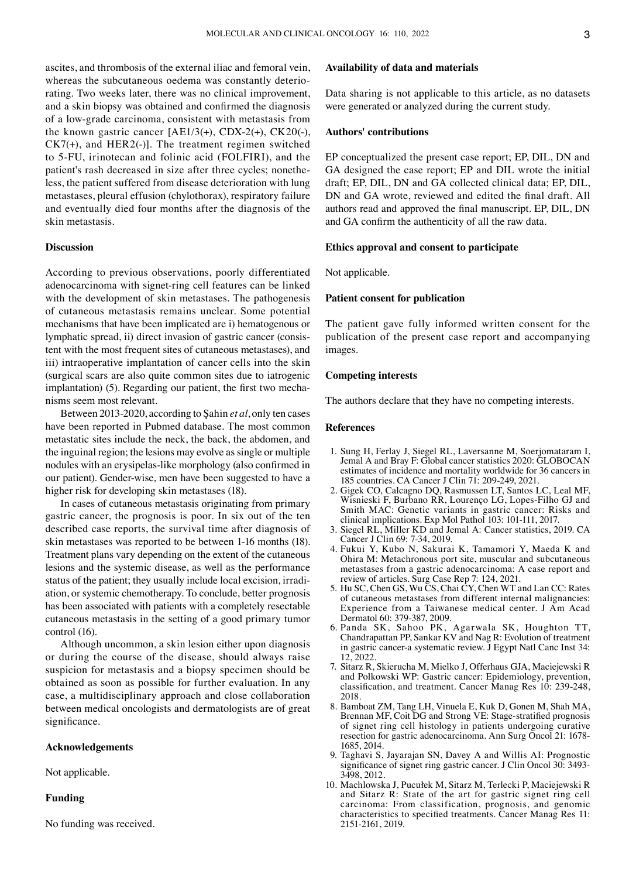ascites, and thrombosis of the external iliac and femoral vein, whereas the subcutaneous oedema was constantly deteriorating. Two weeks later, there was no clinical improvement, and a skin biopsy was obtained and confirmed the diagnosis of a low-grade carcinoma, consistent with metastasis from the known gastric cancer [AE1/3(+), CDX-2(+), CK20(-), CK7(+), and HER2(-)]. The treatment regimen switched to 5-FU, irinotecan and folinic acid (FOLFIRI), and the patient's rash decreased in size after three cycles; nonetheless, the patient suffered from disease deterioration with lung metastases, pleural effusion (chylothorax), respiratory failure and eventually died four months after the diagnosis of the skin metastasis.

## Discussion

According to previous observations, poorly differentiated adenocarcinoma with signet-ring cell features can be linked with the development of skin metastases. The pathogenesis of cutaneous metastasis remains unclear. Some potential mechanisms that have been implicated are i) hematogenous or lymphatic spread, ii) direct invasion of gastric cancer (consistent with the most frequent sites of cutaneous metastases), and iii) intraoperative implantation of cancer cells into the skin (surgical scars are also quite common sites due to iatrogenic implantation) (5). Regarding our patient, the first two mechanisms seem most relevant.

Between 2013-2020, according to Şahin *et al*, only ten cases have been reported in Pubmed database. The most common metastatic sites include the neck, the back, the abdomen, and the inguinal region; the lesions may evolve as single or multiple nodules with an erysipelas-like morphology (also confirmed in our patient). Gender-wise, men have been suggested to have a higher risk for developing skin metastases (18).

In cases of cutaneous metastasis originating from primary gastric cancer, the prognosis is poor. In six out of the ten described case reports, the survival time after diagnosis of skin metastases was reported to be between 1-16 months (18). Treatment plans vary depending on the extent of the cutaneous lesions and the systemic disease, as well as the performance status of the patient; they usually include local excision, irradiation, or systemic chemotherapy. To conclude, better prognosis has been associated with patients with a completely resectable cutaneous metastasis in the setting of a good primary tumor control (16).

Although uncommon, a skin lesion either upon diagnosis or during the course of the disease, should always raise suspicion for metastasis and a biopsy specimen should be obtained as soon as possible for further evaluation. In any case, a multidisciplinary approach and close collaboration between medical oncologists and dermatologists are of great significance.

## Acknowledgements

Not applicable.

## Funding

No funding was received.

## Availability of data and materials

Data sharing is not applicable to this article, as no datasets were generated or analyzed during the current study.

## Authors' contributions

EP conceptualized the present case report; EP, DIL, DN and GA designed the case report; EP and DIL wrote the initial draft; EP, DIL, DN and GA collected clinical data; EP, DIL, DN and GA wrote, reviewed and edited the final draft. All authors read and approved the final manuscript. EP, DIL, DN and GA confirm the authenticity of all the raw data.

## Ethics approval and consent to participate

Not applicable.

## Patient consent for publication

The patient gave fully informed written consent for the publication of the present case report and accompanying images.

## Competing interests

The authors declare that they have no competing interests.

## References

1. Sung H, Ferlay J, Siegel RL, Laversanne M, Soerjomataram I, Jemal A and Bray F: Global cancer statistics 2020: GLOBOCAN estimates of incidence and mortality worldwide for 36 cancers in 185 countries. CA Cancer J Clin 71: 209-249, 2021.
2. Gigek CO, Calcagno DQ, Rasmussen LT, Santos LC, Leal MF, Wisnieski F, Burbano RR, Lourenço LG, Lopes-Filho GJ and Smith MAC: Genetic variants in gastric cancer: Risks and clinical implications. Exp Mol Pathol 103: 101-111, 2017.
3. Siegel RL, Miller KD and Jemal A: Cancer statistics, 2019. CA Cancer J Clin 69: 7-34, 2019.
4. Fukui Y, Kubo N, Sakurai K, Tamamori Y, Maeda K and Ohira M: Metachronous port site, muscular and subcutaneous metastases from a gastric adenocarcinoma: A case report and review of articles. Surg Case Rep 7: 124, 2021.
5. Hu SC, Chen GS, Wu CS, Chai CY, Chen WT and Lan CC: Rates of cutaneous metastases from different internal malignancies: Experience from a Taiwanese medical center. J Am Acad Dermatol 60: 379-387, 2009.
6. Panda SK, Sahoo PK, Agarwala SK, Houghton TT, Chandrapattan PP, Sankar KV and Nag R: Evolution of treatment in gastric cancer-a systematic review. J Egypt Natl Canc Inst 34: 12, 2022.
7. Sitarz R, Skierucha M, Mielko J, Offerhaus GJA, Maciejewski R and Polkowski WP: Gastric cancer: Epidemiology, prevention, classification, and treatment. Cancer Manag Res 10: 239-248, 2018.
8. Bamboat ZM, Tang LH, Vinuela E, Kuk D, Gonen M, Shah MA, Brennan MF, Coit DG and Strong VE: Stage-stratified prognosis of signet ring cell histology in patients undergoing curative resection for gastric adenocarcinoma. Ann Surg Oncol 21: 1678-1685, 2014.
9. Taghavi S, Jayarajan SN, Davey A and Willis AI: Prognostic significance of signet ring gastric cancer. J Clin Oncol 30: 3493-3498, 2012.
10. Machlowska J, Pucułek M, Sitarz M, Terlecki P, Maciejewski R and Sitarz R: State of the art for gastric signet ring cell carcinoma: From classification, prognosis, and genomic characteristics to specified treatments. Cancer Manag Res 11: 2151-2161, 2019.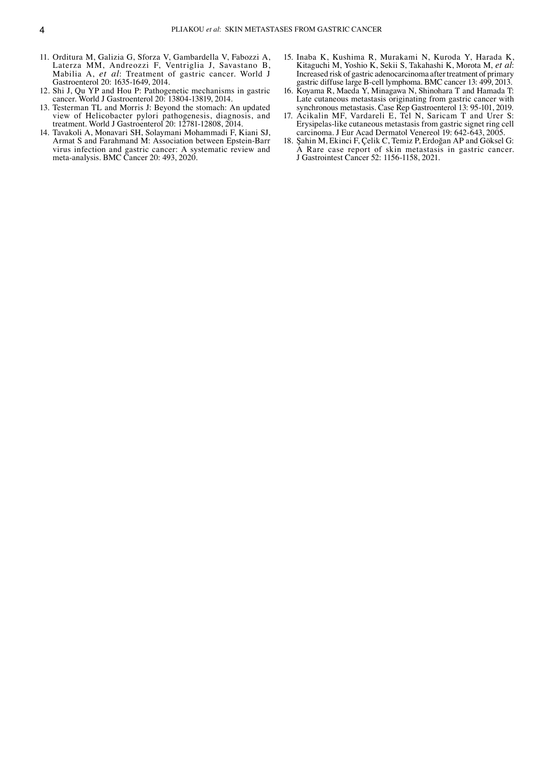11. Orditura M, Galizia G, Sforza V, Gambardella V, Fabozzi A, Laterza MM, Andreozzi F, Ventriglia J, Savastano B, Mabilia A, *et al*: Treatment of gastric cancer. World J Gastroenterol 20: 1635-1649, 2014.
12. Shi J, Qu YP and Hou P: Pathogenetic mechanisms in gastric cancer. World J Gastroenterol 20: 13804-13819, 2014.
13. Testerman TL and Morris J: Beyond the stomach: An updated view of Helicobacter pylori pathogenesis, diagnosis, and treatment. World J Gastroenterol 20: 12781-12808, 2014.
14. Tavakoli A, Monavari SH, Solaymani Mohammadi F, Kiani SJ, Armat S and Farahmand M: Association between Epstein-Barr virus infection and gastric cancer: A systematic review and meta-analysis. BMC Cancer 20: 493, 2020.
15. Inaba K, Kushima R, Murakami N, Kuroda Y, Harada K, Kitaguchi M, Yoshio K, Sekii S, Takahashi K, Morota M, *et al*: Increased risk of gastric adenocarcinoma after treatment of primary gastric diffuse large B-cell lymphoma. BMC cancer 13: 499, 2013.
16. Koyama R, Maeda Y, Minagawa N, Shinohara T and Hamada T: Late cutaneous metastasis originating from gastric cancer with synchronous metastasis. Case Rep Gastroenterol 13: 95-101, 2019.
17. Acikalin MF, Vardareli E, Tel N, Saricam T and Urer S: Erysipelas-like cutaneous metastasis from gastric signet ring cell carcinoma. J Eur Acad Dermatol Venereol 19: 642-643, 2005.
18. Şahin M, Ekinci F, Çelik C, Temiz P, Erdoğan AP and Göksel G: A Rare case report of skin metastasis in gastric cancer. J Gastrointest Cancer 52: 1156-1158, 2021.